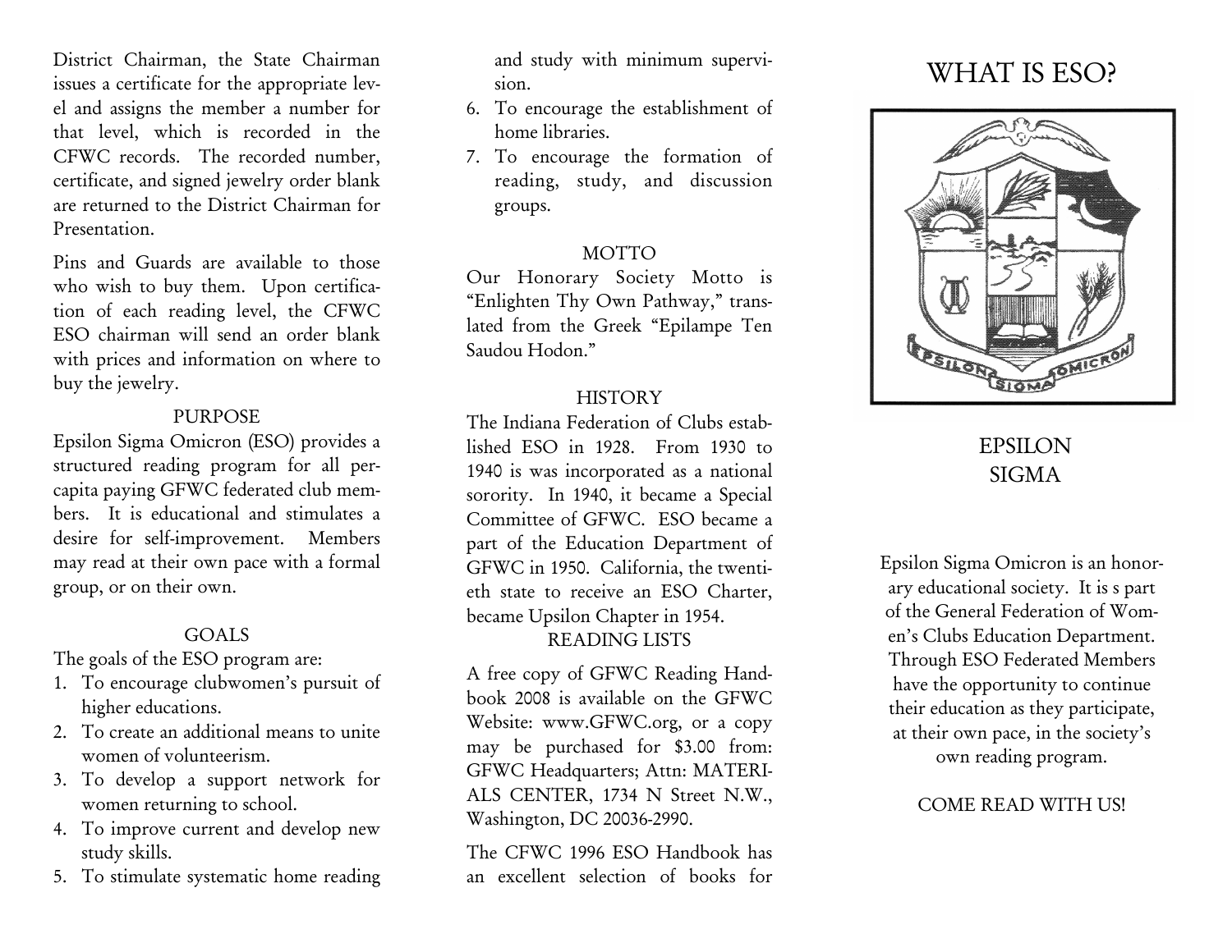District Chairman, the State Chairman issues a certificate for the appropriate level and assigns the member a number for that level, which is recorded in the CFWC records. The recorded number, certificate, and signed jewelry order blank are returned to the District Chairman for Presentation.

Pins and Guards are available to those who wish to buy them. Upon certification of each reading level, the CFWC ESO chairman will send an order blank with prices and information on where to buy the jewelry.

## PURPOSE

Epsilon Sigma Omicron (ESO) provides a structured reading program for all percapita paying GFWC federated club members. It is educational and stimulates a desire for self-improvement. Members may read at their own pace with a formal group, or on their own.

## GOALS

The goals of the ESO program are:

1. To encourage clubwomen's pursuit of higher educations.
2. To create an additional means to unite women of volunteerism.
3. To develop a support network for women returning to school.
4. To improve current and develop new study skills.
5. To stimulate systematic home reading and study with minimum supervision.
6. To encourage the establishment of home libraries.
7. To encourage the formation of reading, study, and discussion groups.

## MOTTO

Our Honorary Society Motto is "Enlighten Thy Own Pathway," translated from the Greek "Epilampe Ten Saudou Hodon."

## HISTORY

The Indiana Federation of Clubs established ESO in 1928. From 1930 to 1940 is was incorporated as a national sorority. In 1940, it became a Special Committee of GFWC. ESO became a part of the Education Department of GFWC in 1950. California, the twentieth state to receive an ESO Charter, became Upsilon Chapter in 1954.

## READING LISTS

A free copy of GFWC Reading Handbook 2008 is available on the GFWC Website: www.GFWC.org, or a copy may be purchased for $3.00 from: GFWC Headquarters; Attn: MATERIALS CENTER, 1734 N Street N.W., Washington, DC 20036-2990.

The CFWC 1996 ESO Handbook has an excellent selection of books for

# WHAT IS ESO?

## EPSILON SIGMA

Epsilon Sigma Omicron is an honorary educational society. It is s part of the General Federation of Women's Clubs Education Department. Through ESO Federated Members have the opportunity to continue their education as they participate, at their own pace, in the society's own reading program.

COME READ WITH US!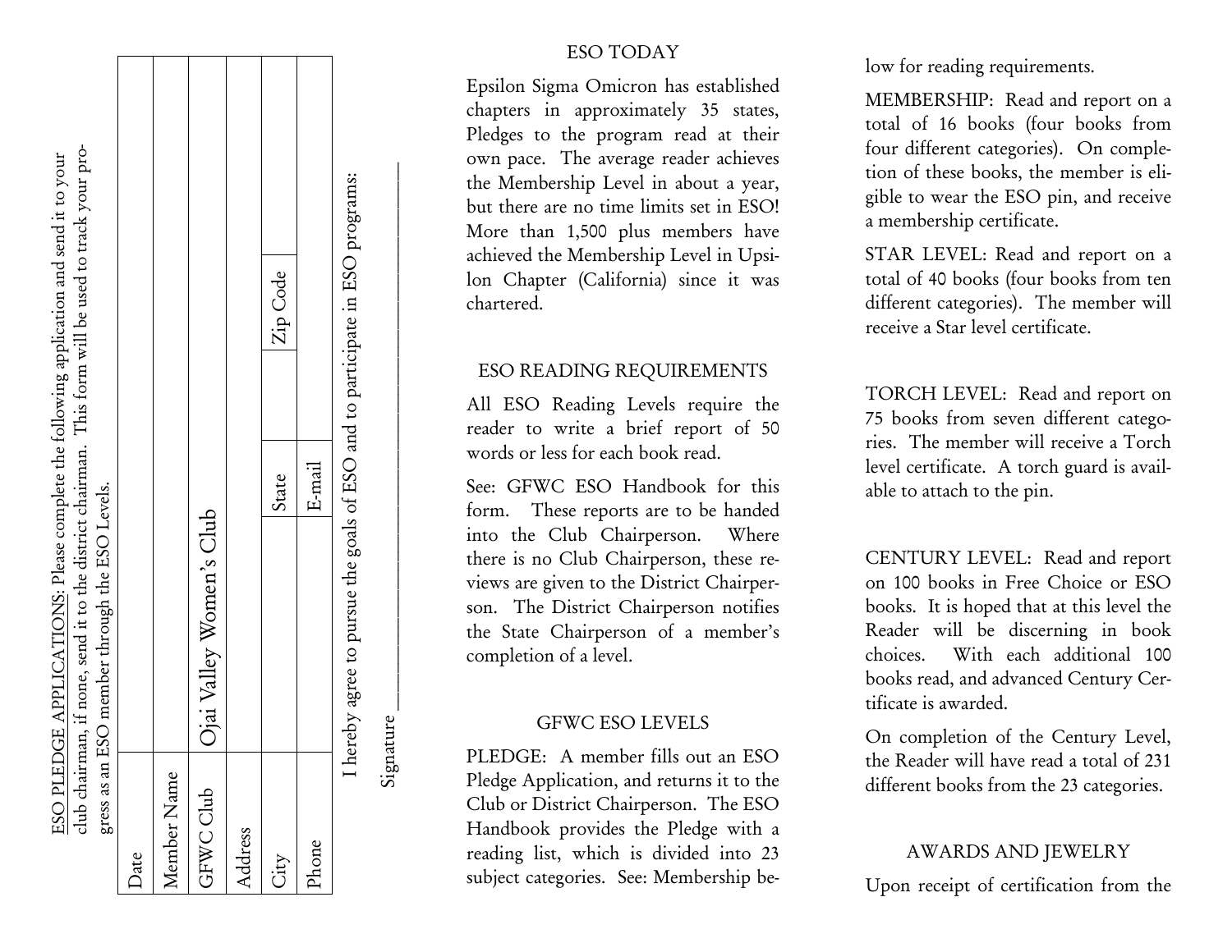ESO PLEDGE APPLICATIONS: Please complete the following application and send it to your club chairman, if none, send it to the district chairman. This form will be used to track your progress as an ESO member through the ESO Levels.

| | | | |
|---|---|---|---|
| Date | | | |
| Member Name | | | |
| GFWC Club | Ojai Valley Women's Club | | |
| Address | | | |
| City | State | | Zip Code |
| Phone | E-mail | | |

I hereby agree to pursue the goals of ESO and to participate in ESO programs:

Signature ______________________________

## ESO TODAY

Epsilon Sigma Omicron has established chapters in approximately 35 states, Pledges to the program read at their own pace. The average reader achieves the Membership Level in about a year, but there are no time limits set in ESO! More than 1,500 plus members have achieved the Membership Level in Upsilon Chapter (California) since it was chartered.

## ESO READING REQUIREMENTS

All ESO Reading Levels require the reader to write a brief report of 50 words or less for each book read.

See: GFWC ESO Handbook for this form. These reports are to be handed into the Club Chairperson. Where there is no Club Chairperson, these reviews are given to the District Chairperson. The District Chairperson notifies the State Chairperson of a member's completion of a level.

## GFWC ESO LEVELS

PLEDGE: A member fills out an ESO Pledge Application, and returns it to the Club or District Chairperson. The ESO Handbook provides the Pledge with a reading list, which is divided into 23 subject categories. See: Membership below for reading requirements.

MEMBERSHIP: Read and report on a total of 16 books (four books from four different categories). On completion of these books, the member is eligible to wear the ESO pin, and receive a membership certificate.

STAR LEVEL: Read and report on a total of 40 books (four books from ten different categories). The member will receive a Star level certificate.

TORCH LEVEL: Read and report on 75 books from seven different categories. The member will receive a Torch level certificate. A torch guard is available to attach to the pin.

CENTURY LEVEL: Read and report on 100 books in Free Choice or ESO books. It is hoped that at this level the Reader will be discerning in book choices. With each additional 100 books read, and advanced Century Certificate is awarded.

On completion of the Century Level, the Reader will have read a total of 231 different books from the 23 categories.

## AWARDS AND JEWELRY

Upon receipt of certification from the